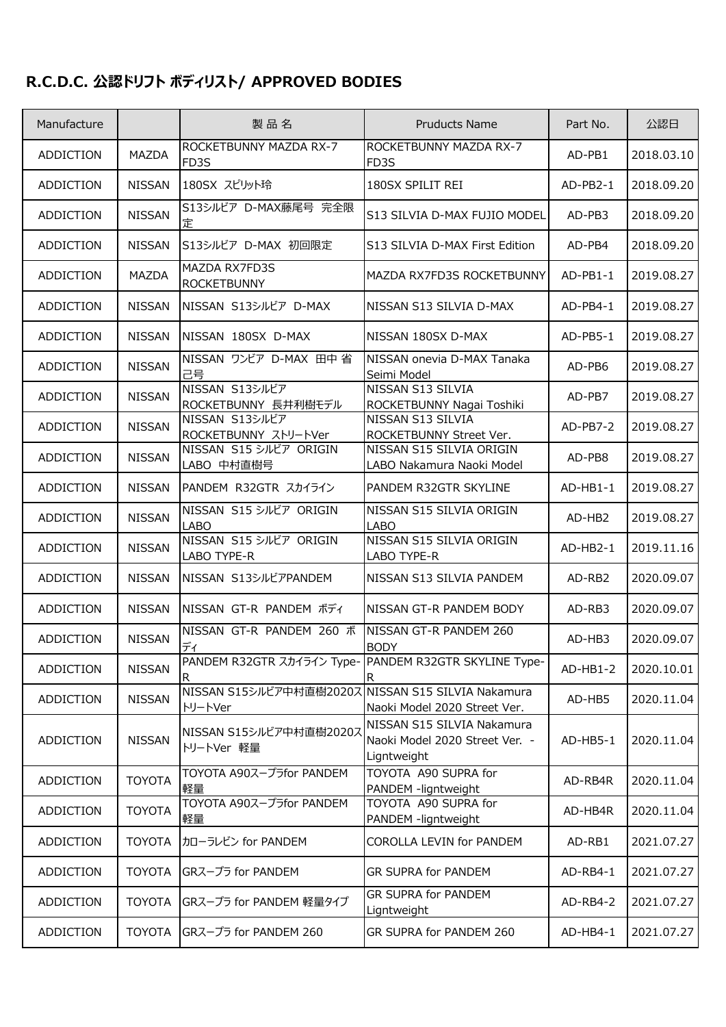## R.C.D.C. 公認ドリフト ボディリスト/ APPROVED BODIES

| Manufacture | | 製 品 名 | Pruducts Name | Part No. | 公認日 |
|---|---|---|---|---|---|
| ADDICTION | MAZDA | ROCKETBUNNY MAZDA RX-7 FD3S | ROCKETBUNNY MAZDA RX-7 FD3S | AD-PB1 | 2018.03.10 |
| ADDICTION | NISSAN | 180SX スピリット玲 | 180SX SPILIT REI | AD-PB2-1 | 2018.09.20 |
| ADDICTION | NISSAN | S13シルビア D-MAX藤尾号 完全限定 | S13 SILVIA D-MAX FUJIO MODEL | AD-PB3 | 2018.09.20 |
| ADDICTION | NISSAN | S13シルビア D-MAX 初回限定 | S13 SILVIA D-MAX First Edition | AD-PB4 | 2018.09.20 |
| ADDICTION | MAZDA | MAZDA RX7FD3S ROCKETBUNNY | MAZDA RX7FD3S ROCKETBUNNY | AD-PB1-1 | 2019.08.27 |
| ADDICTION | NISSAN | NISSAN S13シルビア D-MAX | NISSAN S13 SILVIA D-MAX | AD-PB4-1 | 2019.08.27 |
| ADDICTION | NISSAN | NISSAN 180SX D-MAX | NISSAN 180SX D-MAX | AD-PB5-1 | 2019.08.27 |
| ADDICTION | NISSAN | NISSAN ワンビア D-MAX 田中 省己号 | NISSAN onevia D-MAX Tanaka Seimi Model | AD-PB6 | 2019.08.27 |
| ADDICTION | NISSAN | NISSAN S13シルビア ROCKETBUNNY 長井利樹モデル | NISSAN S13 SILVIA ROCKETBUNNY Nagai Toshiki | AD-PB7 | 2019.08.27 |
| ADDICTION | NISSAN | NISSAN S13シルビア ROCKETBUNNY ストリートVer | NISSAN S13 SILVIA ROCKETBUNNY Street Ver. | AD-PB7-2 | 2019.08.27 |
| ADDICTION | NISSAN | NISSAN S15 シルビア ORIGIN LABO 中村直樹号 | NISSAN S15 SILVIA ORIGIN LABO Nakamura Naoki Model | AD-PB8 | 2019.08.27 |
| ADDICTION | NISSAN | PANDEM R32GTR スカイライン | PANDEM R32GTR SKYLINE | AD-HB1-1 | 2019.08.27 |
| ADDICTION | NISSAN | NISSAN S15 シルビア ORIGIN LABO | NISSAN S15 SILVIA ORIGIN LABO | AD-HB2 | 2019.08.27 |
| ADDICTION | NISSAN | NISSAN S15 シルビア ORIGIN LABO TYPE-R | NISSAN S15 SILVIA ORIGIN LABO TYPE-R | AD-HB2-1 | 2019.11.16 |
| ADDICTION | NISSAN | NISSAN S13シルビアPANDEM | NISSAN S13 SILVIA PANDEM | AD-RB2 | 2020.09.07 |
| ADDICTION | NISSAN | NISSAN GT-R PANDEM ボディ | NISSAN GT-R PANDEM BODY | AD-RB3 | 2020.09.07 |
| ADDICTION | NISSAN | NISSAN GT-R PANDEM 260 ボディ | NISSAN GT-R PANDEM 260 BODY | AD-HB3 | 2020.09.07 |
| ADDICTION | NISSAN | PANDEM R32GTR スカイライン Type-R | PANDEM R32GTR SKYLINE Type-R | AD-HB1-2 | 2020.10.01 |
| ADDICTION | NISSAN | NISSAN S15シルビア中村直樹2020ストリートVer | NISSAN S15 SILVIA Nakamura Naoki Model 2020 Street Ver. | AD-HB5 | 2020.11.04 |
| ADDICTION | NISSAN | NISSAN S15シルビア中村直樹2020ストリートVer 軽量 | NISSAN S15 SILVIA Nakamura Naoki Model 2020 Street Ver. - Ligntweight | AD-HB5-1 | 2020.11.04 |
| ADDICTION | TOYOTA | TOYOTA A90スープラfor PANDEM 軽量 | TOYOTA A90 SUPRA for PANDEM -ligntweight | AD-RB4R | 2020.11.04 |
| ADDICTION | TOYOTA | TOYOTA A90スープラfor PANDEM 軽量 | TOYOTA A90 SUPRA for PANDEM -ligntweight | AD-HB4R | 2020.11.04 |
| ADDICTION | TOYOTA | カローラレビン for PANDEM | COROLLA LEVIN for PANDEM | AD-RB1 | 2021.07.27 |
| ADDICTION | TOYOTA | GRスープラ for PANDEM | GR SUPRA for PANDEM | AD-RB4-1 | 2021.07.27 |
| ADDICTION | TOYOTA | GRスープラ for PANDEM 軽量タイプ | GR SUPRA for PANDEM Ligntweight | AD-RB4-2 | 2021.07.27 |
| ADDICTION | TOYOTA | GRスープラ for PANDEM 260 | GR SUPRA for PANDEM 260 | AD-HB4-1 | 2021.07.27 |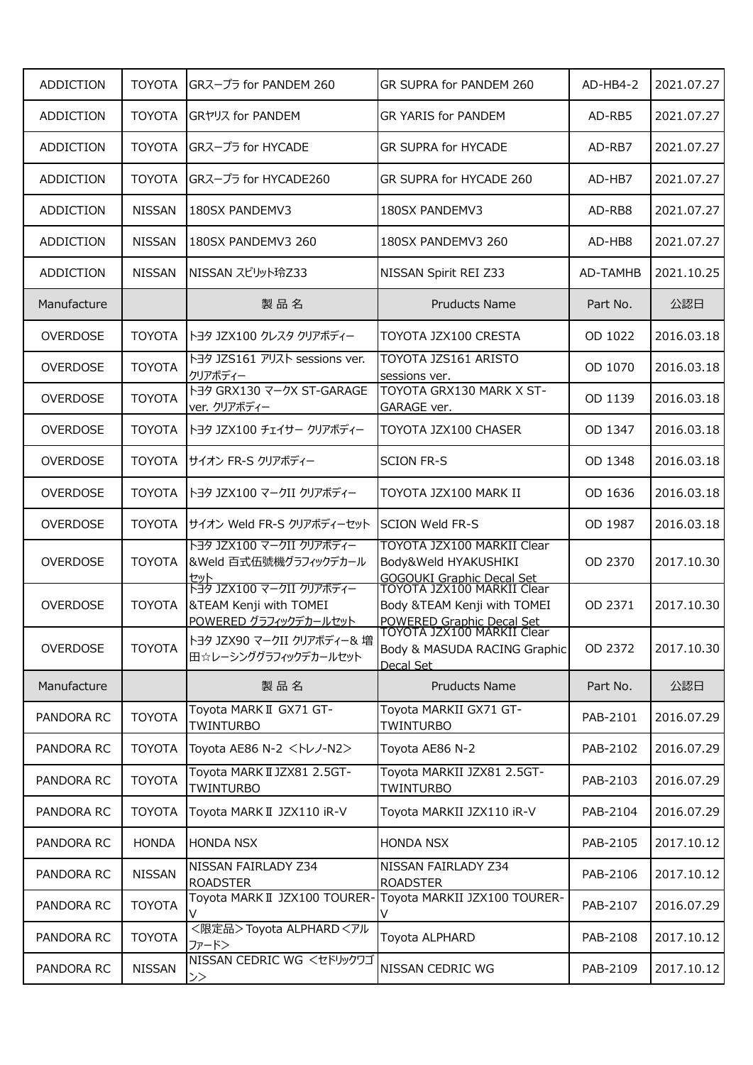| ADDICTION | TOYOTA | GRスープラ for PANDEM 260 | GR SUPRA for PANDEM 260 | AD-HB4-2 | 2021.07.27 |
|---|---|---|---|---|---|
| ADDICTION | TOYOTA | GRヤリス for PANDEM | GR YARIS for PANDEM | AD-RB5 | 2021.07.27 |
| ADDICTION | TOYOTA | GRスープラ for HYCADE | GR SUPRA for HYCADE | AD-RB7 | 2021.07.27 |
| ADDICTION | TOYOTA | GRスープラ for HYCADE260 | GR SUPRA for HYCADE 260 | AD-HB7 | 2021.07.27 |
| ADDICTION | NISSAN | 180SX PANDEMV3 | 180SX PANDEMV3 | AD-RB8 | 2021.07.27 |
| ADDICTION | NISSAN | 180SX PANDEMV3 260 | 180SX PANDEMV3 260 | AD-HB8 | 2021.07.27 |
| ADDICTION | NISSAN | NISSAN スピリット玲Z33 | NISSAN Spirit REI Z33 | AD-TAMHB | 2021.10.25 |

| Manufacture | | 製品名 | Pruducts Name | Part No. | 公認日 |
|---|---|---|---|---|---|
| OVERDOSE | TOYOTA | トヨタ JZX100 クレスタ クリアボディー | TOYOTA JZX100 CRESTA | OD 1022 | 2016.03.18 |
| OVERDOSE | TOYOTA | トヨタ JZS161 アリスト sessions ver. クリアボディー | TOYOTA JZS161 ARISTO sessions ver. | OD 1070 | 2016.03.18 |
| OVERDOSE | TOYOTA | トヨタ GRX130 マークX ST-GARAGE ver. クリアボディー | TOYOTA GRX130 MARK X ST-GARAGE ver. | OD 1139 | 2016.03.18 |
| OVERDOSE | TOYOTA | トヨタ JZX100 チェイサー クリアボディー | TOYOTA JZX100 CHASER | OD 1347 | 2016.03.18 |
| OVERDOSE | TOYOTA | サイオン FR-S クリアボディー | SCION FR-S | OD 1348 | 2016.03.18 |
| OVERDOSE | TOYOTA | トヨタ JZX100 マークII クリアボディー | TOYOTA JZX100 MARK II | OD 1636 | 2016.03.18 |
| OVERDOSE | TOYOTA | サイオン Weld FR-S クリアボディーセット | SCION Weld FR-S | OD 1987 | 2016.03.18 |
| OVERDOSE | TOYOTA | トヨタ JZX100 マークII クリアボディー &Weld 百式伍號機グラフィックデカールセット | TOYOTA JZX100 MARKII Clear Body&Weld HYAKUSHIKI GOGOUKI Graphic Decal Set | OD 2370 | 2017.10.30 |
| OVERDOSE | TOYOTA | トヨタ JZX100 マークII クリアボディー &TEAM Kenji with TOMEI POWERED グラフィックデカールセット | TOYOTA JZX100 MARKII Clear Body &TEAM Kenji with TOMEI POWERED Graphic Decal Set | OD 2371 | 2017.10.30 |
| OVERDOSE | TOYOTA | トヨタ JZX90 マークII クリアボディー& 増田☆レーシンググラフィックデカールセット | TOYOTA JZX100 MARKII Clear Body & MASUDA RACING Graphic Decal Set | OD 2372 | 2017.10.30 |

| Manufacture | | 製品名 | Pruducts Name | Part No. | 公認日 |
|---|---|---|---|---|---|
| PANDORA RC | TOYOTA | Toyota MARKⅡ GX71 GT-TWINTURBO | Toyota MARKII GX71 GT-TWINTURBO | PAB-2101 | 2016.07.29 |
| PANDORA RC | TOYOTA | Toyota AE86 N-2 <トレノ-N2> | Toyota AE86 N-2 | PAB-2102 | 2016.07.29 |
| PANDORA RC | TOYOTA | Toyota MARKⅡJZX81 2.5GT-TWINTURBO | Toyota MARKII JZX81 2.5GT-TWINTURBO | PAB-2103 | 2016.07.29 |
| PANDORA RC | TOYOTA | Toyota MARKⅡ JZX110 iR-V | Toyota MARKII JZX110 iR-V | PAB-2104 | 2016.07.29 |
| PANDORA RC | HONDA | HONDA NSX | HONDA NSX | PAB-2105 | 2017.10.12 |
| PANDORA RC | NISSAN | NISSAN FAIRLADY Z34 ROADSTER | NISSAN FAIRLADY Z34 ROADSTER | PAB-2106 | 2017.10.12 |
| PANDORA RC | TOYOTA | Toyota MARKⅡ JZX100 TOURER-V | Toyota MARKII JZX100 TOURER-V | PAB-2107 | 2016.07.29 |
| PANDORA RC | TOYOTA | <限定品>Toyota ALPHARD<アルファード> | Toyota ALPHARD | PAB-2108 | 2017.10.12 |
| PANDORA RC | NISSAN | NISSAN CEDRIC WG <セドリックワゴン> | NISSAN CEDRIC WG | PAB-2109 | 2017.10.12 |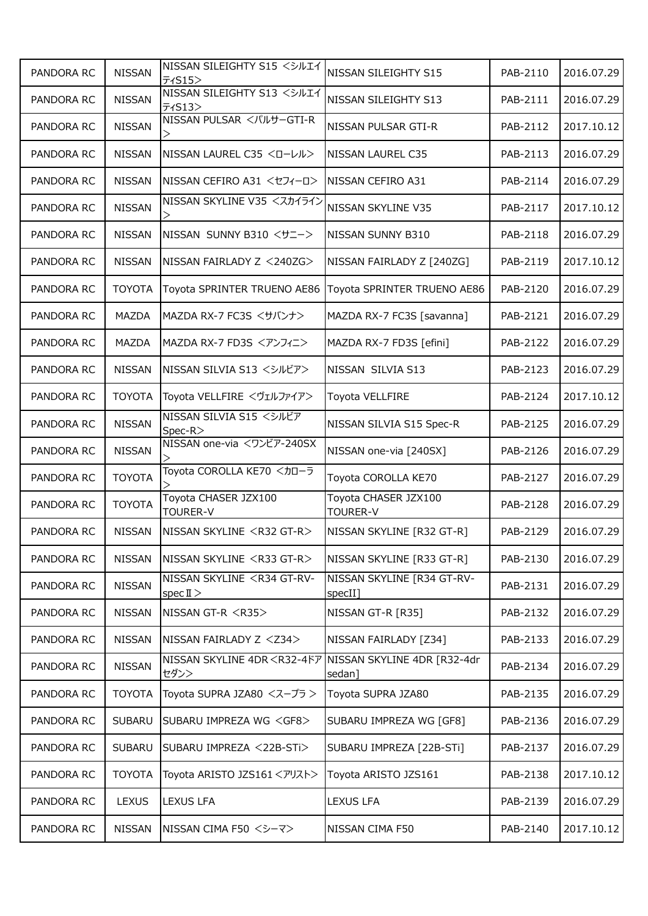| PANDORA RC | NISSAN | NISSAN SILEIGHTY S15 <シルエイティS15> | NISSAN SILEIGHTY S15 | PAB-2110 | 2016.07.29 |
|---|---|---|---|---|---|
| PANDORA RC | NISSAN | NISSAN SILEIGHTY S13 <シルエイティS13> | NISSAN SILEIGHTY S13 | PAB-2111 | 2016.07.29 |
| PANDORA RC | NISSAN | NISSAN PULSAR <パルサーGTI-R> | NISSAN PULSAR GTI-R | PAB-2112 | 2017.10.12 |
| PANDORA RC | NISSAN | NISSAN LAUREL C35 <ローレル> | NISSAN LAUREL C35 | PAB-2113 | 2016.07.29 |
| PANDORA RC | NISSAN | NISSAN CEFIRO A31 <セフィーロ> | NISSAN CEFIRO A31 | PAB-2114 | 2016.07.29 |
| PANDORA RC | NISSAN | NISSAN SKYLINE V35 <スカイライン> | NISSAN SKYLINE V35 | PAB-2117 | 2017.10.12 |
| PANDORA RC | NISSAN | NISSAN SUNNY B310 <サニー> | NISSAN SUNNY B310 | PAB-2118 | 2016.07.29 |
| PANDORA RC | NISSAN | NISSAN FAIRLADY Z <240ZG> | NISSAN FAIRLADY Z [240ZG] | PAB-2119 | 2017.10.12 |
| PANDORA RC | TOYOTA | Toyota SPRINTER TRUENO AE86 | Toyota SPRINTER TRUENO AE86 | PAB-2120 | 2016.07.29 |
| PANDORA RC | MAZDA | MAZDA RX-7 FC3S <サバンナ> | MAZDA RX-7 FC3S [savanna] | PAB-2121 | 2016.07.29 |
| PANDORA RC | MAZDA | MAZDA RX-7 FD3S <アンフィニ> | MAZDA RX-7 FD3S [efini] | PAB-2122 | 2016.07.29 |
| PANDORA RC | NISSAN | NISSAN SILVIA S13 <シルビア> | NISSAN SILVIA S13 | PAB-2123 | 2016.07.29 |
| PANDORA RC | TOYOTA | Toyota VELLFIRE <ヴェルファイア> | Toyota VELLFIRE | PAB-2124 | 2017.10.12 |
| PANDORA RC | NISSAN | NISSAN SILVIA S15 <シルビアSpec-R> | NISSAN SILVIA S15 Spec-R | PAB-2125 | 2016.07.29 |
| PANDORA RC | NISSAN | NISSAN one-via <ワンビア-240SX> | NISSAN one-via [240SX] | PAB-2126 | 2016.07.29 |
| PANDORA RC | TOYOTA | Toyota COROLLA KE70 <カローラ> | Toyota COROLLA KE70 | PAB-2127 | 2016.07.29 |
| PANDORA RC | TOYOTA | Toyota CHASER JZX100 TOURER-V | Toyota CHASER JZX100 TOURER-V | PAB-2128 | 2016.07.29 |
| PANDORA RC | NISSAN | NISSAN SKYLINE <R32 GT-R> | NISSAN SKYLINE [R32 GT-R] | PAB-2129 | 2016.07.29 |
| PANDORA RC | NISSAN | NISSAN SKYLINE <R33 GT-R> | NISSAN SKYLINE [R33 GT-R] | PAB-2130 | 2016.07.29 |
| PANDORA RC | NISSAN | NISSAN SKYLINE <R34 GT-RV-specⅡ> | NISSAN SKYLINE [R34 GT-RV-specII] | PAB-2131 | 2016.07.29 |
| PANDORA RC | NISSAN | NISSAN GT-R <R35> | NISSAN GT-R [R35] | PAB-2132 | 2016.07.29 |
| PANDORA RC | NISSAN | NISSAN FAIRLADY Z <Z34> | NISSAN FAIRLADY [Z34] | PAB-2133 | 2016.07.29 |
| PANDORA RC | NISSAN | NISSAN SKYLINE 4DR<R32-4ドアセダン> | NISSAN SKYLINE 4DR [R32-4dr sedan] | PAB-2134 | 2016.07.29 |
| PANDORA RC | TOYOTA | Toyota SUPRA JZA80 <スープラ> | Toyota SUPRA JZA80 | PAB-2135 | 2016.07.29 |
| PANDORA RC | SUBARU | SUBARU IMPREZA WG <GF8> | SUBARU IMPREZA WG [GF8] | PAB-2136 | 2016.07.29 |
| PANDORA RC | SUBARU | SUBARU IMPREZA <22B-STi> | SUBARU IMPREZA [22B-STi] | PAB-2137 | 2016.07.29 |
| PANDORA RC | TOYOTA | Toyota ARISTO JZS161<アリスト> | Toyota ARISTO JZS161 | PAB-2138 | 2017.10.12 |
| PANDORA RC | LEXUS | LEXUS LFA | LEXUS LFA | PAB-2139 | 2016.07.29 |
| PANDORA RC | NISSAN | NISSAN CIMA F50 <シーマ> | NISSAN CIMA F50 | PAB-2140 | 2017.10.12 |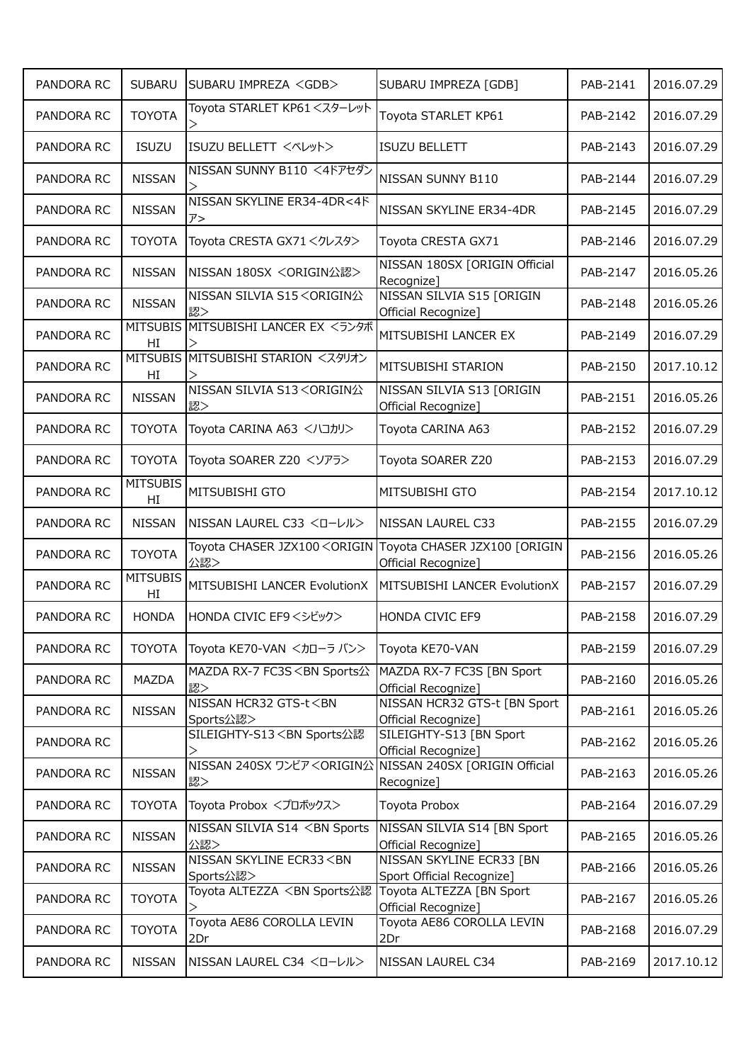| | | | | | |
|---|---|---|---|---|---|
| PANDORA RC | SUBARU | SUBARU IMPREZA <GDB> | SUBARU IMPREZA [GDB] | PAB-2141 | 2016.07.29 |
| PANDORA RC | TOYOTA | Toyota STARLET KP61<スターレット> | Toyota STARLET KP61 | PAB-2142 | 2016.07.29 |
| PANDORA RC | ISUZU | ISUZU BELLETT <ベレット> | ISUZU BELLETT | PAB-2143 | 2016.07.29 |
| PANDORA RC | NISSAN | NISSAN SUNNY B110 <4ドアセダン> | NISSAN SUNNY B110 | PAB-2144 | 2016.07.29 |
| PANDORA RC | NISSAN | NISSAN SKYLINE ER34-4DR<4ドア> | NISSAN SKYLINE ER34-4DR | PAB-2145 | 2016.07.29 |
| PANDORA RC | TOYOTA | Toyota CRESTA GX71<クレスタ> | Toyota CRESTA GX71 | PAB-2146 | 2016.07.29 |
| PANDORA RC | NISSAN | NISSAN 180SX <ORIGIN公認> | NISSAN 180SX [ORIGIN Official Recognize] | PAB-2147 | 2016.05.26 |
| PANDORA RC | NISSAN | NISSAN SILVIA S15<ORIGIN公認> | NISSAN SILVIA S15 [ORIGIN Official Recognize] | PAB-2148 | 2016.05.26 |
| PANDORA RC | MITSUBISHI | MITSUBISHI LANCER EX <ランタボ> | MITSUBISHI LANCER EX | PAB-2149 | 2016.07.29 |
| PANDORA RC | MITSUBISHI | MITSUBISHI STARION <スタリオン> | MITSUBISHI STARION | PAB-2150 | 2017.10.12 |
| PANDORA RC | NISSAN | NISSAN SILVIA S13<ORIGIN公認> | NISSAN SILVIA S13 [ORIGIN Official Recognize] | PAB-2151 | 2016.05.26 |
| PANDORA RC | TOYOTA | Toyota CARINA A63 <ハコカリ> | Toyota CARINA A63 | PAB-2152 | 2016.07.29 |
| PANDORA RC | TOYOTA | Toyota SOARER Z20 <ソアラ> | Toyota SOARER Z20 | PAB-2153 | 2016.07.29 |
| PANDORA RC | MITSUBISHI | MITSUBISHI GTO | MITSUBISHI GTO | PAB-2154 | 2017.10.12 |
| PANDORA RC | NISSAN | NISSAN LAUREL C33 <ローレル> | NISSAN LAUREL C33 | PAB-2155 | 2016.07.29 |
| PANDORA RC | TOYOTA | Toyota CHASER JZX100<ORIGIN公認> | Toyota CHASER JZX100 [ORIGIN Official Recognize] | PAB-2156 | 2016.05.26 |
| PANDORA RC | MITSUBISHI | MITSUBISHI LANCER EvolutionX | MITSUBISHI LANCER EvolutionX | PAB-2157 | 2016.07.29 |
| PANDORA RC | HONDA | HONDA CIVIC EF9<シビック> | HONDA CIVIC EF9 | PAB-2158 | 2016.07.29 |
| PANDORA RC | TOYOTA | Toyota KE70-VAN <カローラ バン> | Toyota KE70-VAN | PAB-2159 | 2016.07.29 |
| PANDORA RC | MAZDA | MAZDA RX-7 FC3S<BN Sports公認> | MAZDA RX-7 FC3S [BN Sport Official Recognize] | PAB-2160 | 2016.05.26 |
| PANDORA RC | NISSAN | NISSAN HCR32 GTS-t<BN Sports公認> | NISSAN HCR32 GTS-t [BN Sport Official Recognize] | PAB-2161 | 2016.05.26 |
| PANDORA RC | | SILEIGHTY-S13<BN Sports公認> | SILEIGHTY-S13 [BN Sport Official Recognize] | PAB-2162 | 2016.05.26 |
| PANDORA RC | NISSAN | NISSAN 240SX ワンビア<ORIGIN公認> | NISSAN 240SX [ORIGIN Official Recognize] | PAB-2163 | 2016.05.26 |
| PANDORA RC | TOYOTA | Toyota Probox <プロボックス> | Toyota Probox | PAB-2164 | 2016.07.29 |
| PANDORA RC | NISSAN | NISSAN SILVIA S14 <BN Sports公認> | NISSAN SILVIA S14 [BN Sport Official Recognize] | PAB-2165 | 2016.05.26 |
| PANDORA RC | NISSAN | NISSAN SKYLINE ECR33<BN Sports公認> | NISSAN SKYLINE ECR33 [BN Sport Official Recognize] | PAB-2166 | 2016.05.26 |
| PANDORA RC | TOYOTA | Toyota ALTEZZA <BN Sports公認> | Toyota ALTEZZA [BN Sport Official Recognize] | PAB-2167 | 2016.05.26 |
| PANDORA RC | TOYOTA | Toyota AE86 COROLLA LEVIN 2Dr | Toyota AE86 COROLLA LEVIN 2Dr | PAB-2168 | 2016.07.29 |
| PANDORA RC | NISSAN | NISSAN LAUREL C34 <ローレル> | NISSAN LAUREL C34 | PAB-2169 | 2017.10.12 |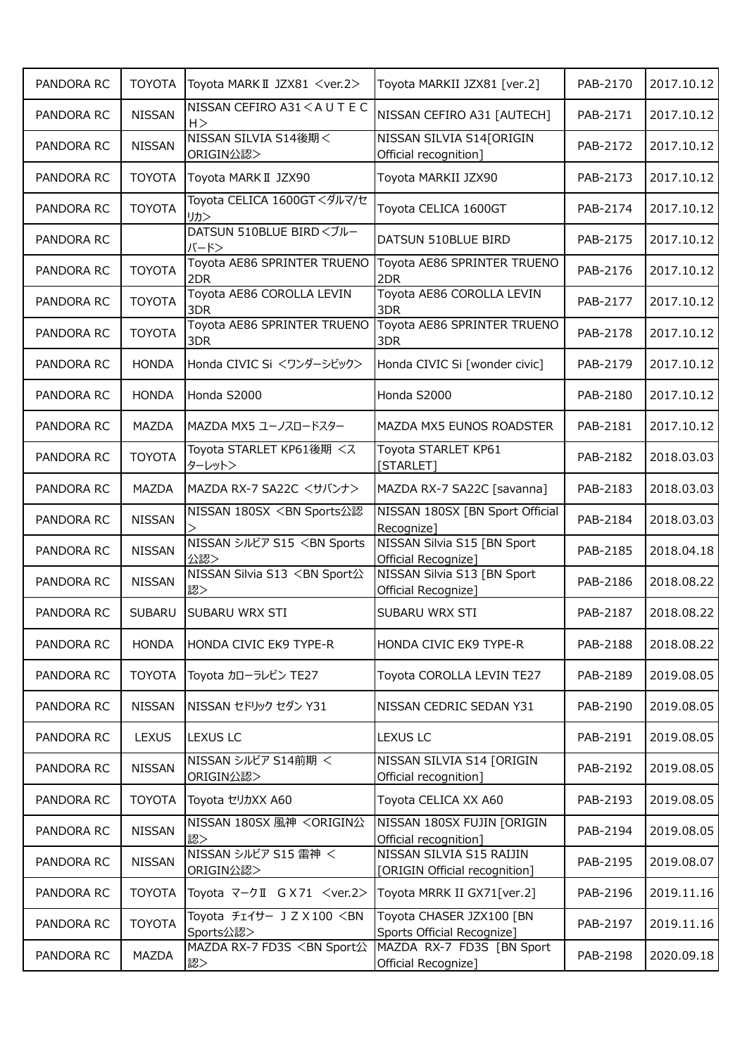| PANDORA RC | TOYOTA | Toyota MARKⅡ JZX81 ＜ver.2＞ | Toyota MARKII JZX81 [ver.2] | PAB-2170 | 2017.10.12 |
|---|---|---|---|---|---|
| PANDORA RC | NISSAN | NISSAN CEFIRO A31＜ＡＵＴＥＣＨ＞ | NISSAN CEFIRO A31 [AUTECH] | PAB-2171 | 2017.10.12 |
| PANDORA RC | NISSAN | NISSAN SILVIA S14後期＜ORIGIN公認＞ | NISSAN SILVIA S14[ORIGIN Official recognition] | PAB-2172 | 2017.10.12 |
| PANDORA RC | TOYOTA | Toyota MARKⅡ JZX90 | Toyota MARKII JZX90 | PAB-2173 | 2017.10.12 |
| PANDORA RC | TOYOTA | Toyota CELICA 1600GT＜ダルマ/セリカ＞ | Toyota CELICA 1600GT | PAB-2174 | 2017.10.12 |
| PANDORA RC | | DATSUN 510BLUE BIRD＜ブルーバード＞ | DATSUN 510BLUE BIRD | PAB-2175 | 2017.10.12 |
| PANDORA RC | TOYOTA | Toyota AE86 SPRINTER TRUENO 2DR | Toyota AE86 SPRINTER TRUENO 2DR | PAB-2176 | 2017.10.12 |
| PANDORA RC | TOYOTA | Toyota AE86 COROLLA LEVIN 3DR | Toyota AE86 COROLLA LEVIN 3DR | PAB-2177 | 2017.10.12 |
| PANDORA RC | TOYOTA | Toyota AE86 SPRINTER TRUENO 3DR | Toyota AE86 SPRINTER TRUENO 3DR | PAB-2178 | 2017.10.12 |
| PANDORA RC | HONDA | Honda CIVIC Si ＜ワンダーシビック＞ | Honda CIVIC Si [wonder civic] | PAB-2179 | 2017.10.12 |
| PANDORA RC | HONDA | Honda S2000 | Honda S2000 | PAB-2180 | 2017.10.12 |
| PANDORA RC | MAZDA | MAZDA MX5 ユーノスロードスター | MAZDA MX5 EUNOS ROADSTER | PAB-2181 | 2017.10.12 |
| PANDORA RC | TOYOTA | Toyota STARLET KP61後期 ＜スターレット＞ | Toyota STARLET KP61 [STARLET] | PAB-2182 | 2018.03.03 |
| PANDORA RC | MAZDA | MAZDA RX-7 SA22C ＜サバンナ＞ | MAZDA RX-7 SA22C [savanna] | PAB-2183 | 2018.03.03 |
| PANDORA RC | NISSAN | NISSAN 180SX ＜BN Sports公認＞ | NISSAN 180SX [BN Sport Official Recognize] | PAB-2184 | 2018.03.03 |
| PANDORA RC | NISSAN | NISSAN シルビア S15 ＜BN Sports公認＞ | NISSAN Silvia S15 [BN Sport Official Recognize] | PAB-2185 | 2018.04.18 |
| PANDORA RC | NISSAN | NISSAN Silvia S13 ＜BN Sport公認＞ | NISSAN Silvia S13 [BN Sport Official Recognize] | PAB-2186 | 2018.08.22 |
| PANDORA RC | SUBARU | SUBARU WRX STI | SUBARU WRX STI | PAB-2187 | 2018.08.22 |
| PANDORA RC | HONDA | HONDA CIVIC EK9 TYPE-R | HONDA CIVIC EK9 TYPE-R | PAB-2188 | 2018.08.22 |
| PANDORA RC | TOYOTA | Toyota カローラレビン TE27 | Toyota COROLLA LEVIN TE27 | PAB-2189 | 2019.08.05 |
| PANDORA RC | NISSAN | NISSAN セドリック セダン Y31 | NISSAN CEDRIC SEDAN Y31 | PAB-2190 | 2019.08.05 |
| PANDORA RC | LEXUS | LEXUS LC | LEXUS LC | PAB-2191 | 2019.08.05 |
| PANDORA RC | NISSAN | NISSAN シルビア S14前期 ＜ORIGIN公認＞ | NISSAN SILVIA S14 [ORIGIN Official recognition] | PAB-2192 | 2019.08.05 |
| PANDORA RC | TOYOTA | Toyota セリカXX A60 | Toyota CELICA XX A60 | PAB-2193 | 2019.08.05 |
| PANDORA RC | NISSAN | NISSAN 180SX 風神 ＜ORIGIN公認＞ | NISSAN 180SX FUJIN [ORIGIN Official recognition] | PAB-2194 | 2019.08.05 |
| PANDORA RC | NISSAN | NISSAN シルビア S15 雷神 ＜ORIGIN公認＞ | NISSAN SILVIA S15 RAIJIN [ORIGIN Official recognition] | PAB-2195 | 2019.08.07 |
| PANDORA RC | TOYOTA | Toyota マークⅡ ＧＸ71 ＜ver.2＞ | Toyota MRRK II GX71[ver.2] | PAB-2196 | 2019.11.16 |
| PANDORA RC | TOYOTA | Toyota チェイサー ＪＺＸ100 ＜BN Sports公認＞ | Toyota CHASER JZX100 [BN Sports Official Recognize] | PAB-2197 | 2019.11.16 |
| PANDORA RC | MAZDA | MAZDA RX-7 FD3S ＜BN Sport公認＞ | MAZDA RX-7 FD3S [BN Sport Official Recognize] | PAB-2198 | 2020.09.18 |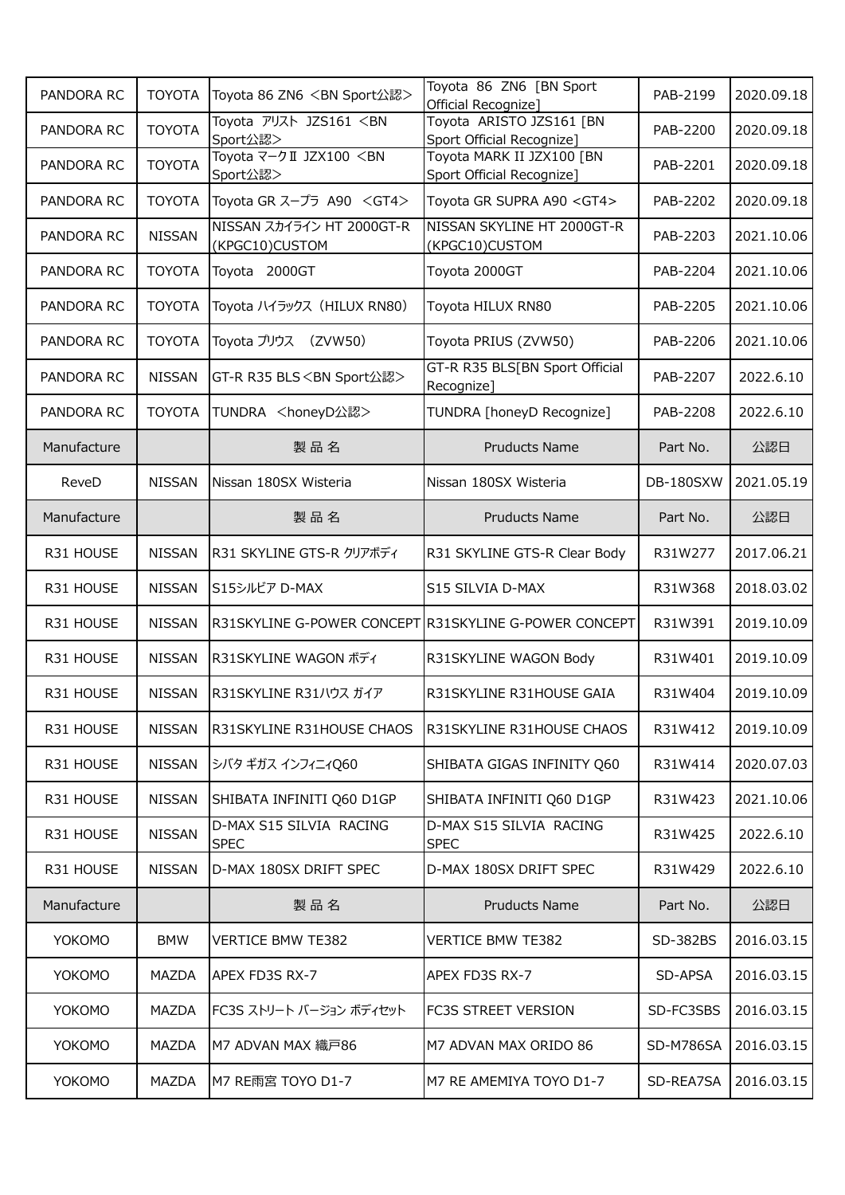| PANDORA RC | TOYOTA | Toyota 86 ZN6 <BN Sport公認> | Toyota 86 ZN6 [BN Sport Official Recognize] | PAB-2199 | 2020.09.18 |
|---|---|---|---|---|---|
| PANDORA RC | TOYOTA | Toyota アリスト JZS161 <BN Sport公認> | Toyota ARISTO JZS161 [BN Sport Official Recognize] | PAB-2200 | 2020.09.18 |
| PANDORA RC | TOYOTA | Toyota マークⅡ JZX100 <BN Sport公認> | Toyota MARK II JZX100 [BN Sport Official Recognize] | PAB-2201 | 2020.09.18 |
| PANDORA RC | TOYOTA | Toyota GR スープラ A90 <GT4> | Toyota GR SUPRA A90 <GT4> | PAB-2202 | 2020.09.18 |
| PANDORA RC | NISSAN | NISSAN スカイライン HT 2000GT-R (KPGC10)CUSTOM | NISSAN SKYLINE HT 2000GT-R (KPGC10)CUSTOM | PAB-2203 | 2021.10.06 |
| PANDORA RC | TOYOTA | Toyota 2000GT | Toyota 2000GT | PAB-2204 | 2021.10.06 |
| PANDORA RC | TOYOTA | Toyota ハイラックス（HILUX RN80） | Toyota HILUX RN80 | PAB-2205 | 2021.10.06 |
| PANDORA RC | TOYOTA | Toyota プリウス （ZVW50） | Toyota PRIUS (ZVW50) | PAB-2206 | 2021.10.06 |
| PANDORA RC | NISSAN | GT-R R35 BLS<BN Sport公認> | GT-R R35 BLS[BN Sport Official Recognize] | PAB-2207 | 2022.6.10 |
| PANDORA RC | TOYOTA | TUNDRA <honeyD公認> | TUNDRA [honeyD Recognize] | PAB-2208 | 2022.6.10 |
| Manufacture | | 製品名 | Pruducts Name | Part No. | 公認日 |
| ReveD | NISSAN | Nissan 180SX Wisteria | Nissan 180SX Wisteria | DB-180SXW | 2021.05.19 |
| Manufacture | | 製品名 | Pruducts Name | Part No. | 公認日 |
| R31 HOUSE | NISSAN | R31 SKYLINE GTS-R クリアボディ | R31 SKYLINE GTS-R Clear Body | R31W277 | 2017.06.21 |
| R31 HOUSE | NISSAN | S15シルビア D-MAX | S15 SILVIA D-MAX | R31W368 | 2018.03.02 |
| R31 HOUSE | NISSAN | R31SKYLINE G-POWER CONCEPT | R31SKYLINE G-POWER CONCEPT | R31W391 | 2019.10.09 |
| R31 HOUSE | NISSAN | R31SKYLINE WAGON ボディ | R31SKYLINE WAGON Body | R31W401 | 2019.10.09 |
| R31 HOUSE | NISSAN | R31SKYLINE R31ハウス ガイア | R31SKYLINE R31HOUSE GAIA | R31W404 | 2019.10.09 |
| R31 HOUSE | NISSAN | R31SKYLINE R31HOUSE CHAOS | R31SKYLINE R31HOUSE CHAOS | R31W412 | 2019.10.09 |
| R31 HOUSE | NISSAN | シバタ ギガス インフィニィQ60 | SHIBATA GIGAS INFINITY Q60 | R31W414 | 2020.07.03 |
| R31 HOUSE | NISSAN | SHIBATA INFINITI Q60 D1GP | SHIBATA INFINITI Q60 D1GP | R31W423 | 2021.10.06 |
| R31 HOUSE | NISSAN | D-MAX S15 SILVIA RACING SPEC | D-MAX S15 SILVIA RACING SPEC | R31W425 | 2022.6.10 |
| R31 HOUSE | NISSAN | D-MAX 180SX DRIFT SPEC | D-MAX 180SX DRIFT SPEC | R31W429 | 2022.6.10 |
| Manufacture | | 製品名 | Pruducts Name | Part No. | 公認日 |
| YOKOMO | BMW | VERTICE BMW TE382 | VERTICE BMW TE382 | SD-382BS | 2016.03.15 |
| YOKOMO | MAZDA | APEX FD3S RX-7 | APEX FD3S RX-7 | SD-APSA | 2016.03.15 |
| YOKOMO | MAZDA | FC3S ストリート バージョン ボディセット | FC3S STREET VERSION | SD-FC3SBS | 2016.03.15 |
| YOKOMO | MAZDA | M7 ADVAN MAX 織戸86 | M7 ADVAN MAX ORIDO 86 | SD-M786SA | 2016.03.15 |
| YOKOMO | MAZDA | M7 RE雨宮 TOYO D1-7 | M7 RE AMEMIYA TOYO D1-7 | SD-REA7SA | 2016.03.15 |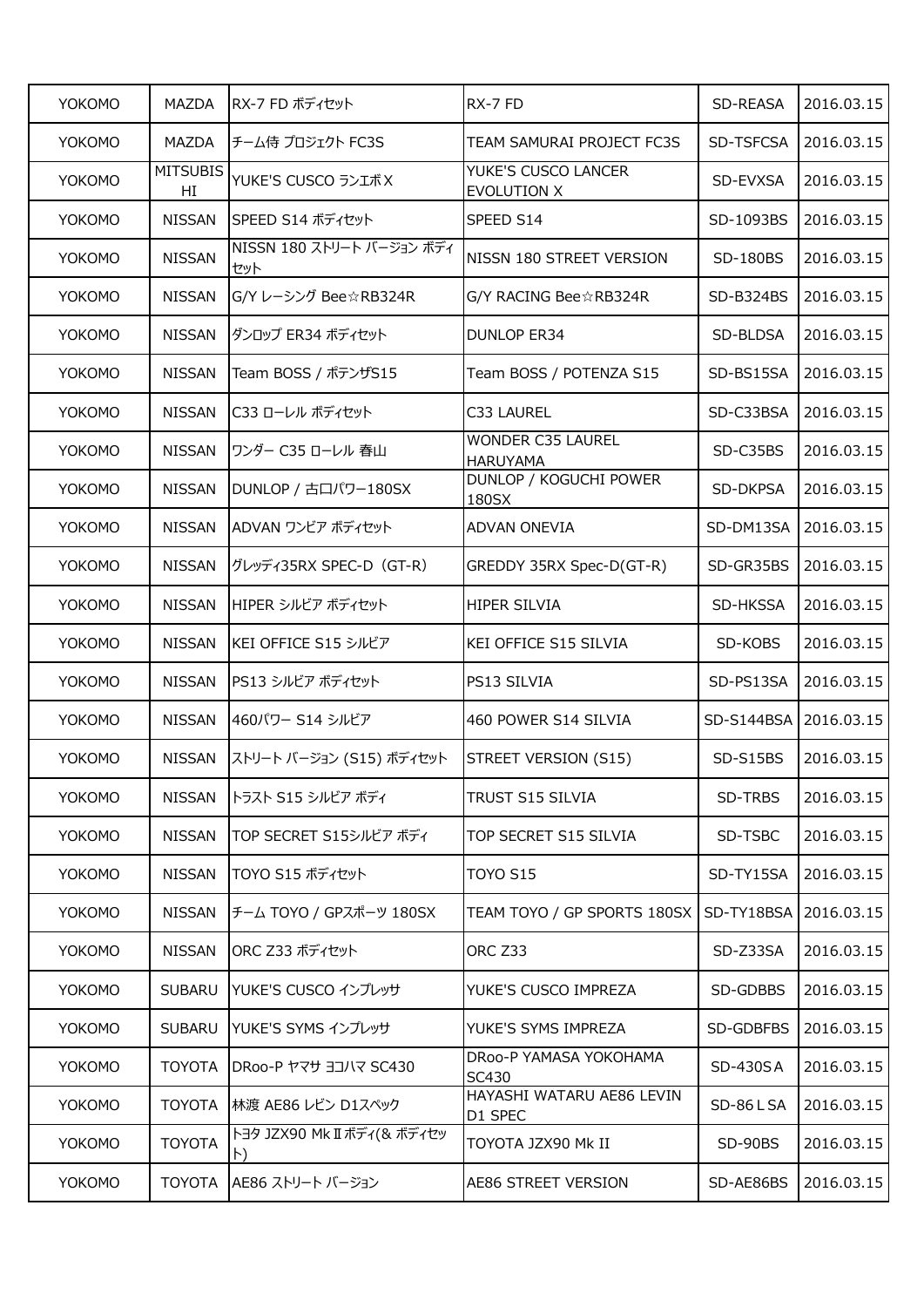| YOKOMO | MAZDA | RX-7 FD ボディセット | RX-7 FD | SD-REASA | 2016.03.15 |
|---|---|---|---|---|---|
| YOKOMO | MAZDA | チーム侍 プロジェクト FC3S | TEAM SAMURAI PROJECT FC3S | SD-TSFCSA | 2016.03.15 |
| YOKOMO | MITSUBISHI | YUKE'S CUSCO ランエボⅩ | YUKE'S CUSCO LANCER EVOLUTION X | SD-EVXSA | 2016.03.15 |
| YOKOMO | NISSAN | SPEED S14 ボディセット | SPEED S14 | SD-1093BS | 2016.03.15 |
| YOKOMO | NISSAN | NISSN 180 ストリート バージョン ボディセット | NISSN 180 STREET VERSION | SD-180BS | 2016.03.15 |
| YOKOMO | NISSAN | G/Y レーシング Bee☆RB324R | G/Y RACING Bee☆RB324R | SD-B324BS | 2016.03.15 |
| YOKOMO | NISSAN | ダンロップ ER34 ボディセット | DUNLOP ER34 | SD-BLDSA | 2016.03.15 |
| YOKOMO | NISSAN | Team BOSS / ポテンザS15 | Team BOSS / POTENZA S15 | SD-BS15SA | 2016.03.15 |
| YOKOMO | NISSAN | C33 ローレル ボディセット | C33 LAUREL | SD-C33BSA | 2016.03.15 |
| YOKOMO | NISSAN | ワンダー C35 ローレル 春山 | WONDER C35 LAUREL HARUYAMA | SD-C35BS | 2016.03.15 |
| YOKOMO | NISSAN | DUNLOP / 古口パワー180SX | DUNLOP / KOGUCHI POWER 180SX | SD-DKPSA | 2016.03.15 |
| YOKOMO | NISSAN | ADVAN ワンビア ボディセット | ADVAN ONEVIA | SD-DM13SA | 2016.03.15 |
| YOKOMO | NISSAN | グレッディ35RX SPEC-D（GT-R） | GREDDY 35RX Spec-D(GT-R) | SD-GR35BS | 2016.03.15 |
| YOKOMO | NISSAN | HIPER シルビア ボディセット | HIPER SILVIA | SD-HKSSA | 2016.03.15 |
| YOKOMO | NISSAN | KEI OFFICE S15 シルビア | KEI OFFICE S15 SILVIA | SD-KOBS | 2016.03.15 |
| YOKOMO | NISSAN | PS13 シルビア ボディセット | PS13 SILVIA | SD-PS13SA | 2016.03.15 |
| YOKOMO | NISSAN | 460パワー S14 シルビア | 460 POWER S14 SILVIA | SD-S144BSA | 2016.03.15 |
| YOKOMO | NISSAN | ストリート バージョン (S15) ボディセット | STREET VERSION (S15) | SD-S15BS | 2016.03.15 |
| YOKOMO | NISSAN | トラスト S15 シルビア ボディ | TRUST S15 SILVIA | SD-TRBS | 2016.03.15 |
| YOKOMO | NISSAN | TOP SECRET S15シルビア ボディ | TOP SECRET S15 SILVIA | SD-TSBC | 2016.03.15 |
| YOKOMO | NISSAN | TOYO S15 ボディセット | TOYO S15 | SD-TY15SA | 2016.03.15 |
| YOKOMO | NISSAN | チーム TOYO / GPスポーツ 180SX | TEAM TOYO / GP SPORTS 180SX | SD-TY18BSA | 2016.03.15 |
| YOKOMO | NISSAN | ORC Z33 ボディセット | ORC Z33 | SD-Z33SA | 2016.03.15 |
| YOKOMO | SUBARU | YUKE'S CUSCO インプレッサ | YUKE'S CUSCO IMPREZA | SD-GDBBS | 2016.03.15 |
| YOKOMO | SUBARU | YUKE'S SYMS インプレッサ | YUKE'S SYMS IMPREZA | SD-GDBFBS | 2016.03.15 |
| YOKOMO | TOYOTA | DRoo-P ヤマサ ヨコハマ SC430 | DRoo-P YAMASA YOKOHAMA SC430 | SD-430SＡ | 2016.03.15 |
| YOKOMO | TOYOTA | 林渡 AE86 レビン D1スペック | HAYASHI WATARU AE86 LEVIN D1 SPEC | SD-86ＬSA | 2016.03.15 |
| YOKOMO | TOYOTA | トヨタ JZX90 MkⅡボディ(& ボディセット) | TOYOTA JZX90 Mk II | SD-90BS | 2016.03.15 |
| YOKOMO | TOYOTA | AE86 ストリート バージョン | AE86 STREET VERSION | SD-AE86BS | 2016.03.15 |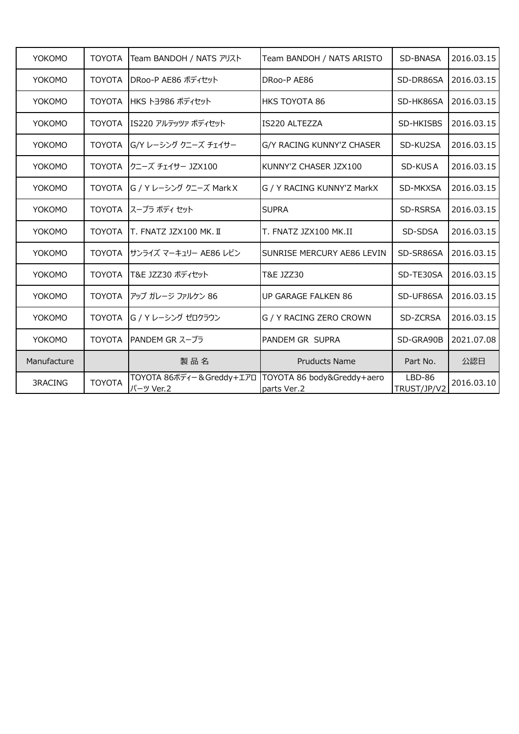| | | | | | |
|---|---|---|---|---|---|
| YOKOMO | TOYOTA | Team BANDOH / NATS アリスト | Team BANDOH / NATS ARISTO | SD-BNASA | 2016.03.15 |
| YOKOMO | TOYOTA | DRoo-P AE86 ボディセット | DRoo-P AE86 | SD-DR86SA | 2016.03.15 |
| YOKOMO | TOYOTA | HKS トヨタ86 ボディセット | HKS TOYOTA 86 | SD-HK86SA | 2016.03.15 |
| YOKOMO | TOYOTA | IS220 アルテッツァ ボディセット | IS220 ALTEZZA | SD-HKISBS | 2016.03.15 |
| YOKOMO | TOYOTA | G/Y レーシング クニーズ チェイサー | G/Y RACING KUNNY'Z CHASER | SD-KU2SA | 2016.03.15 |
| YOKOMO | TOYOTA | クニーズ チェイサー JZX100 | KUNNY'Z CHASER JZX100 | SD-KUSA | 2016.03.15 |
| YOKOMO | TOYOTA | G / Y レーシング クニーズ MarkⅩ | G / Y RACING KUNNY'Z MarkX | SD-MKXSA | 2016.03.15 |
| YOKOMO | TOYOTA | スープラ ボディ セット | SUPRA | SD-RSRSA | 2016.03.15 |
| YOKOMO | TOYOTA | T. FNATZ JZX100 MK. Ⅱ | T. FNATZ JZX100 MK.II | SD-SDSA | 2016.03.15 |
| YOKOMO | TOYOTA | サンライズ マーキュリー AE86 レビン | SUNRISE MERCURY AE86 LEVIN | SD-SR86SA | 2016.03.15 |
| YOKOMO | TOYOTA | T&E JZZ30 ボディセット | T&E JZZ30 | SD-TE30SA | 2016.03.15 |
| YOKOMO | TOYOTA | アップ ガレージ ファルケン 86 | UP GARAGE FALKEN 86 | SD-UF86SA | 2016.03.15 |
| YOKOMO | TOYOTA | G / Y レーシング ゼロクラウン | G / Y RACING ZERO CROWN | SD-ZCRSA | 2016.03.15 |
| YOKOMO | TOYOTA | PANDEM GR スープラ | PANDEM GR SUPRA | SD-GRA90B | 2021.07.08 |
| Manufacture | | 製 品 名 | Pruducts Name | Part No. | 公認日 |
| 3RACING | TOYOTA | TOYOTA 86ボディー＆Greddy+エアロパーツ Ver.2 | TOYOTA 86 body&Greddy+aero parts Ver.2 | LBD-86 TRUST/JP/V2 | 2016.03.10 |